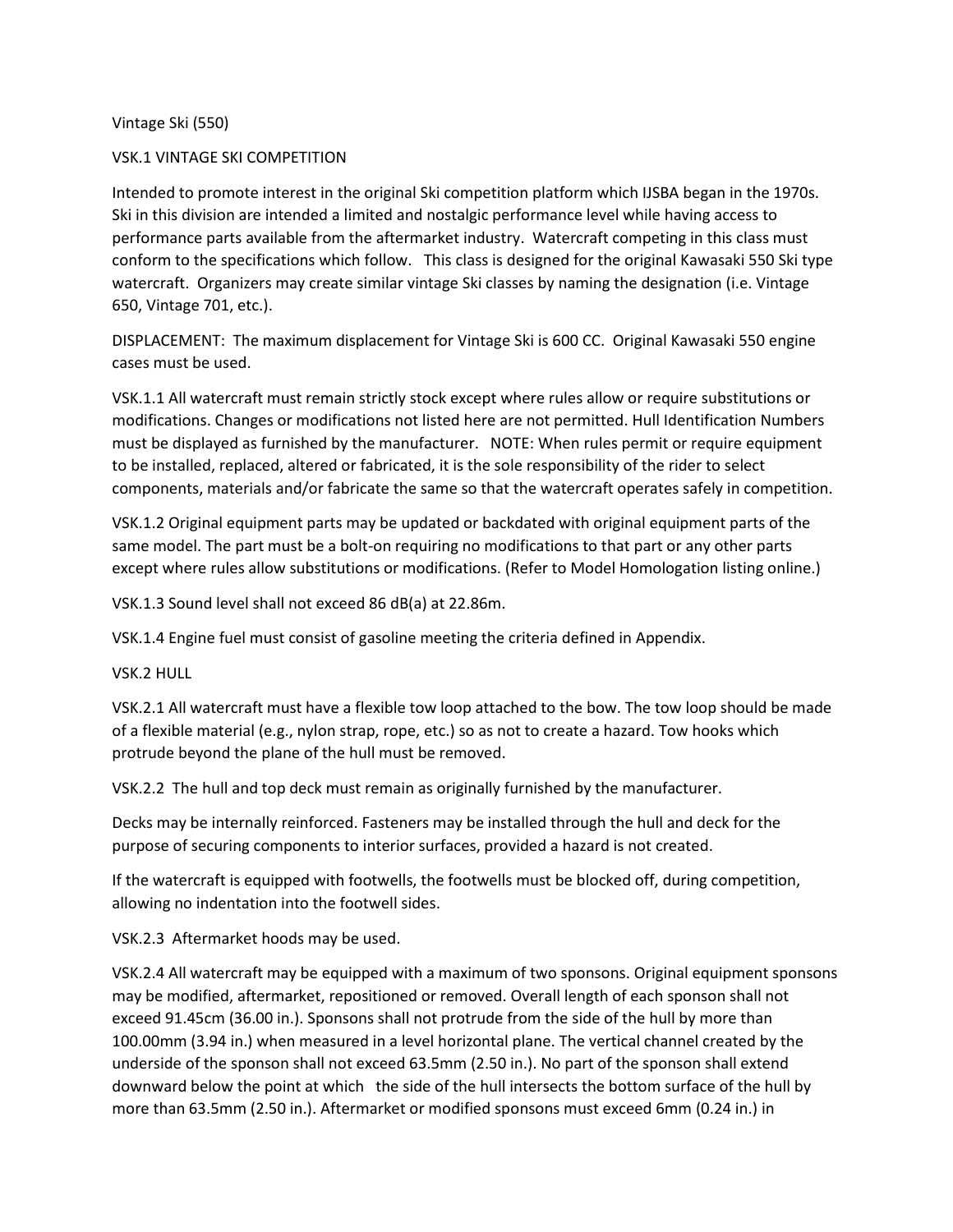# Vintage Ski (550)

## VSK.1 VINTAGE SKI COMPETITION

Intended to promote interest in the original Ski competition platform which IJSBA began in the 1970s. Ski in this division are intended a limited and nostalgic performance level while having access to performance parts available from the aftermarket industry. Watercraft competing in this class must conform to the specifications which follow. This class is designed for the original Kawasaki 550 Ski type watercraft. Organizers may create similar vintage Ski classes by naming the designation (i.e. Vintage 650, Vintage 701, etc.).

DISPLACEMENT: The maximum displacement for Vintage Ski is 600 CC. Original Kawasaki 550 engine cases must be used.

VSK.1.1 All watercraft must remain strictly stock except where rules allow or require substitutions or modifications. Changes or modifications not listed here are not permitted. Hull Identification Numbers must be displayed as furnished by the manufacturer. NOTE: When rules permit or require equipment to be installed, replaced, altered or fabricated, it is the sole responsibility of the rider to select components, materials and/or fabricate the same so that the watercraft operates safely in competition.

VSK.1.2 Original equipment parts may be updated or backdated with original equipment parts of the same model. The part must be a bolt-on requiring no modifications to that part or any other parts except where rules allow substitutions or modifications. (Refer to Model Homologation listing online.)

VSK.1.3 Sound level shall not exceed 86 dB(a) at 22.86m.

VSK.1.4 Engine fuel must consist of gasoline meeting the criteria defined in Appendix.

## VSK.2 HULL

VSK.2.1 All watercraft must have a flexible tow loop attached to the bow. The tow loop should be made of a flexible material (e.g., nylon strap, rope, etc.) so as not to create a hazard. Tow hooks which protrude beyond the plane of the hull must be removed.

VSK.2.2 The hull and top deck must remain as originally furnished by the manufacturer.

Decks may be internally reinforced. Fasteners may be installed through the hull and deck for the purpose of securing components to interior surfaces, provided a hazard is not created.

If the watercraft is equipped with footwells, the footwells must be blocked off, during competition, allowing no indentation into the footwell sides.

VSK.2.3 Aftermarket hoods may be used.

VSK.2.4 All watercraft may be equipped with a maximum of two sponsons. Original equipment sponsons may be modified, aftermarket, repositioned or removed. Overall length of each sponson shall not exceed 91.45cm (36.00 in.). Sponsons shall not protrude from the side of the hull by more than 100.00mm (3.94 in.) when measured in a level horizontal plane. The vertical channel created by the underside of the sponson shall not exceed 63.5mm (2.50 in.). No part of the sponson shall extend downward below the point at which the side of the hull intersects the bottom surface of the hull by more than 63.5mm (2.50 in.). Aftermarket or modified sponsons must exceed 6mm (0.24 in.) in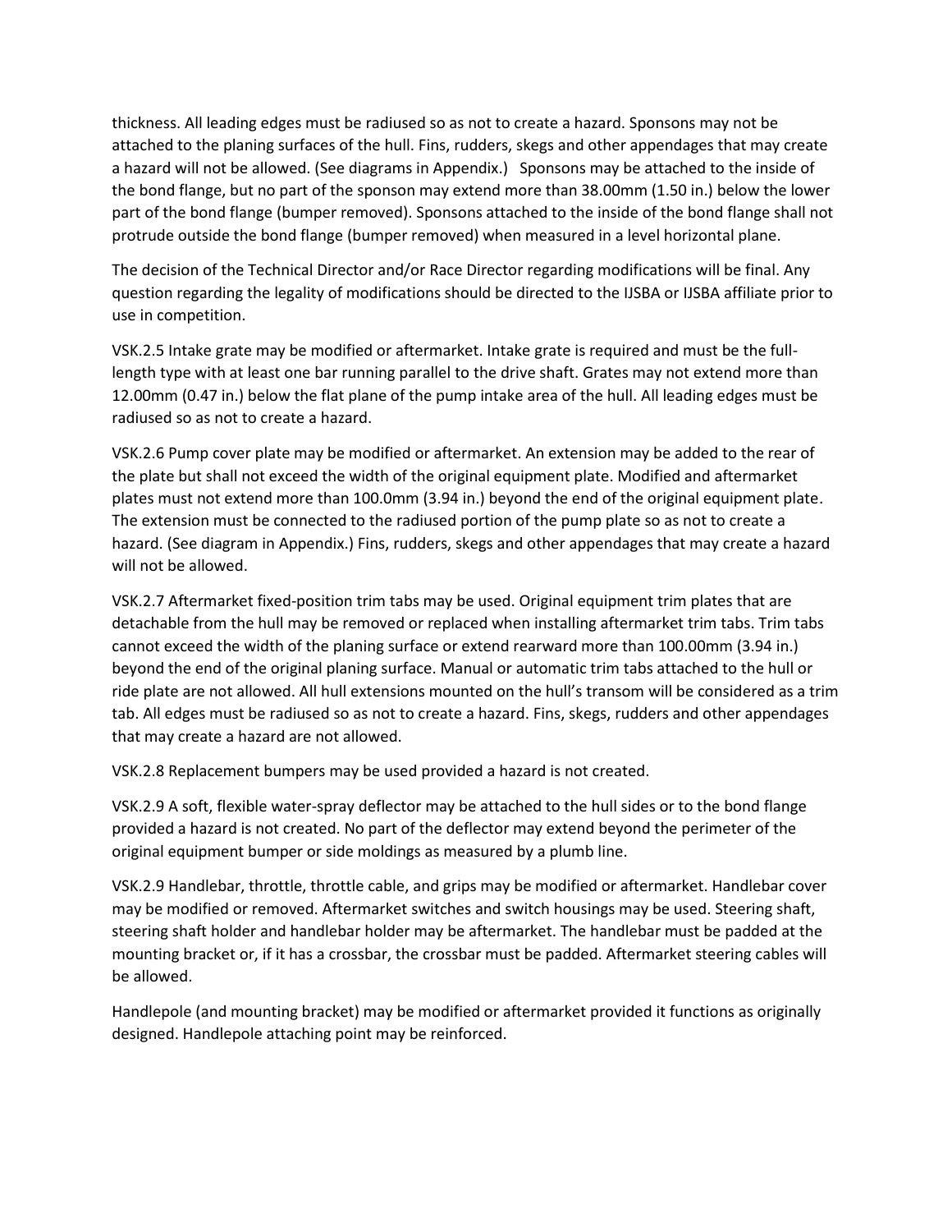thickness. All leading edges must be radiused so as not to create a hazard. Sponsons may not be attached to the planing surfaces of the hull. Fins, rudders, skegs and other appendages that may create a hazard will not be allowed. (See diagrams in Appendix.) Sponsons may be attached to the inside of the bond flange, but no part of the sponson may extend more than 38.00mm (1.50 in.) below the lower part of the bond flange (bumper removed). Sponsons attached to the inside of the bond flange shall not protrude outside the bond flange (bumper removed) when measured in a level horizontal plane.

The decision of the Technical Director and/or Race Director regarding modifications will be final. Any question regarding the legality of modifications should be directed to the IJSBA or IJSBA affiliate prior to use in competition.

VSK.2.5 Intake grate may be modified or aftermarket. Intake grate is required and must be the full-length type with at least one bar running parallel to the drive shaft. Grates may not extend more than 12.00mm (0.47 in.) below the flat plane of the pump intake area of the hull. All leading edges must be radiused so as not to create a hazard.

VSK.2.6 Pump cover plate may be modified or aftermarket. An extension may be added to the rear of the plate but shall not exceed the width of the original equipment plate. Modified and aftermarket plates must not extend more than 100.0mm (3.94 in.) beyond the end of the original equipment plate. The extension must be connected to the radiused portion of the pump plate so as not to create a hazard. (See diagram in Appendix.) Fins, rudders, skegs and other appendages that may create a hazard will not be allowed.

VSK.2.7 Aftermarket fixed-position trim tabs may be used. Original equipment trim plates that are detachable from the hull may be removed or replaced when installing aftermarket trim tabs. Trim tabs cannot exceed the width of the planing surface or extend rearward more than 100.00mm (3.94 in.) beyond the end of the original planing surface. Manual or automatic trim tabs attached to the hull or ride plate are not allowed. All hull extensions mounted on the hull's transom will be considered as a trim tab. All edges must be radiused so as not to create a hazard. Fins, skegs, rudders and other appendages that may create a hazard are not allowed.

VSK.2.8 Replacement bumpers may be used provided a hazard is not created.

VSK.2.9 A soft, flexible water-spray deflector may be attached to the hull sides or to the bond flange provided a hazard is not created. No part of the deflector may extend beyond the perimeter of the original equipment bumper or side moldings as measured by a plumb line.

VSK.2.9 Handlebar, throttle, throttle cable, and grips may be modified or aftermarket. Handlebar cover may be modified or removed. Aftermarket switches and switch housings may be used. Steering shaft, steering shaft holder and handlebar holder may be aftermarket. The handlebar must be padded at the mounting bracket or, if it has a crossbar, the crossbar must be padded. Aftermarket steering cables will be allowed.

Handlepole (and mounting bracket) may be modified or aftermarket provided it functions as originally designed. Handlepole attaching point may be reinforced.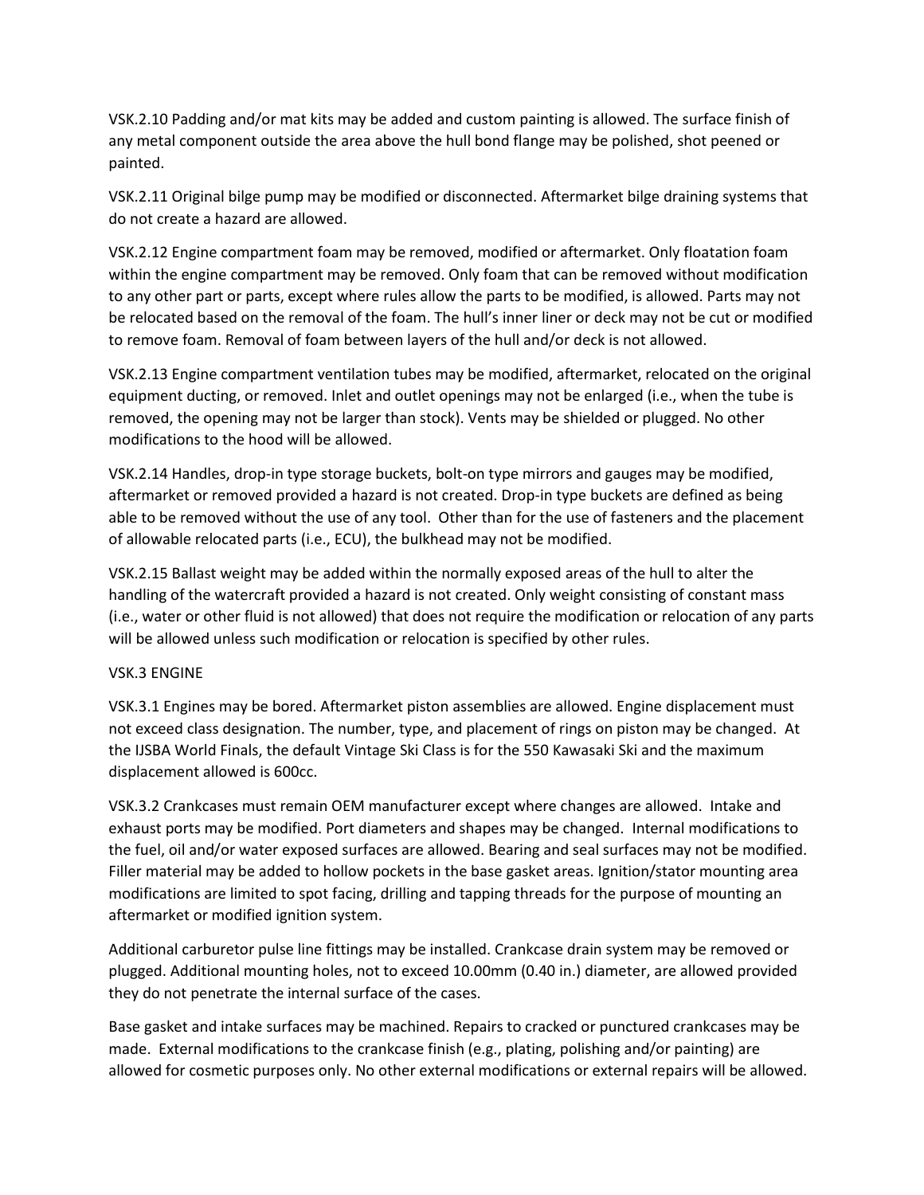VSK.2.10 Padding and/or mat kits may be added and custom painting is allowed. The surface finish of any metal component outside the area above the hull bond flange may be polished, shot peened or painted.

VSK.2.11 Original bilge pump may be modified or disconnected. Aftermarket bilge draining systems that do not create a hazard are allowed.

VSK.2.12 Engine compartment foam may be removed, modified or aftermarket. Only floatation foam within the engine compartment may be removed. Only foam that can be removed without modification to any other part or parts, except where rules allow the parts to be modified, is allowed. Parts may not be relocated based on the removal of the foam. The hull's inner liner or deck may not be cut or modified to remove foam. Removal of foam between layers of the hull and/or deck is not allowed.

VSK.2.13 Engine compartment ventilation tubes may be modified, aftermarket, relocated on the original equipment ducting, or removed. Inlet and outlet openings may not be enlarged (i.e., when the tube is removed, the opening may not be larger than stock). Vents may be shielded or plugged. No other modifications to the hood will be allowed.

VSK.2.14 Handles, drop-in type storage buckets, bolt-on type mirrors and gauges may be modified, aftermarket or removed provided a hazard is not created. Drop-in type buckets are defined as being able to be removed without the use of any tool. Other than for the use of fasteners and the placement of allowable relocated parts (i.e., ECU), the bulkhead may not be modified.

VSK.2.15 Ballast weight may be added within the normally exposed areas of the hull to alter the handling of the watercraft provided a hazard is not created. Only weight consisting of constant mass (i.e., water or other fluid is not allowed) that does not require the modification or relocation of any parts will be allowed unless such modification or relocation is specified by other rules.

## VSK.3 ENGINE

VSK.3.1 Engines may be bored. Aftermarket piston assemblies are allowed. Engine displacement must not exceed class designation. The number, type, and placement of rings on piston may be changed. At the IJSBA World Finals, the default Vintage Ski Class is for the 550 Kawasaki Ski and the maximum displacement allowed is 600cc.

VSK.3.2 Crankcases must remain OEM manufacturer except where changes are allowed. Intake and exhaust ports may be modified. Port diameters and shapes may be changed. Internal modifications to the fuel, oil and/or water exposed surfaces are allowed. Bearing and seal surfaces may not be modified. Filler material may be added to hollow pockets in the base gasket areas. Ignition/stator mounting area modifications are limited to spot facing, drilling and tapping threads for the purpose of mounting an aftermarket or modified ignition system.

Additional carburetor pulse line fittings may be installed. Crankcase drain system may be removed or plugged. Additional mounting holes, not to exceed 10.00mm (0.40 in.) diameter, are allowed provided they do not penetrate the internal surface of the cases.

Base gasket and intake surfaces may be machined. Repairs to cracked or punctured crankcases may be made. External modifications to the crankcase finish (e.g., plating, polishing and/or painting) are allowed for cosmetic purposes only. No other external modifications or external repairs will be allowed.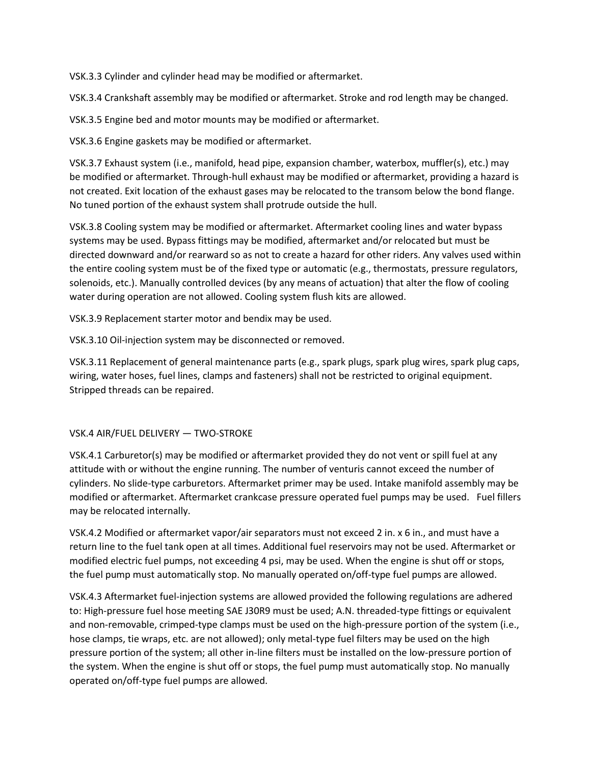VSK.3.3 Cylinder and cylinder head may be modified or aftermarket.

VSK.3.4 Crankshaft assembly may be modified or aftermarket. Stroke and rod length may be changed.

VSK.3.5 Engine bed and motor mounts may be modified or aftermarket.

VSK.3.6 Engine gaskets may be modified or aftermarket.

VSK.3.7 Exhaust system (i.e., manifold, head pipe, expansion chamber, waterbox, muffler(s), etc.) may be modified or aftermarket. Through-hull exhaust may be modified or aftermarket, providing a hazard is not created. Exit location of the exhaust gases may be relocated to the transom below the bond flange. No tuned portion of the exhaust system shall protrude outside the hull.

VSK.3.8 Cooling system may be modified or aftermarket. Aftermarket cooling lines and water bypass systems may be used. Bypass fittings may be modified, aftermarket and/or relocated but must be directed downward and/or rearward so as not to create a hazard for other riders. Any valves used within the entire cooling system must be of the fixed type or automatic (e.g., thermostats, pressure regulators, solenoids, etc.). Manually controlled devices (by any means of actuation) that alter the flow of cooling water during operation are not allowed. Cooling system flush kits are allowed.

VSK.3.9 Replacement starter motor and bendix may be used.

VSK.3.10 Oil-injection system may be disconnected or removed.

VSK.3.11 Replacement of general maintenance parts (e.g., spark plugs, spark plug wires, spark plug caps, wiring, water hoses, fuel lines, clamps and fasteners) shall not be restricted to original equipment. Stripped threads can be repaired.

## VSK.4 AIR/FUEL DELIVERY — TWO-STROKE

VSK.4.1 Carburetor(s) may be modified or aftermarket provided they do not vent or spill fuel at any attitude with or without the engine running. The number of venturis cannot exceed the number of cylinders. No slide-type carburetors. Aftermarket primer may be used. Intake manifold assembly may be modified or aftermarket. Aftermarket crankcase pressure operated fuel pumps may be used. Fuel fillers may be relocated internally.

VSK.4.2 Modified or aftermarket vapor/air separators must not exceed 2 in. x 6 in., and must have a return line to the fuel tank open at all times. Additional fuel reservoirs may not be used. Aftermarket or modified electric fuel pumps, not exceeding 4 psi, may be used. When the engine is shut off or stops, the fuel pump must automatically stop. No manually operated on/off-type fuel pumps are allowed.

VSK.4.3 Aftermarket fuel-injection systems are allowed provided the following regulations are adhered to: High-pressure fuel hose meeting SAE J30R9 must be used; A.N. threaded-type fittings or equivalent and non-removable, crimped-type clamps must be used on the high-pressure portion of the system (i.e., hose clamps, tie wraps, etc. are not allowed); only metal-type fuel filters may be used on the high pressure portion of the system; all other in-line filters must be installed on the low-pressure portion of the system. When the engine is shut off or stops, the fuel pump must automatically stop. No manually operated on/off-type fuel pumps are allowed.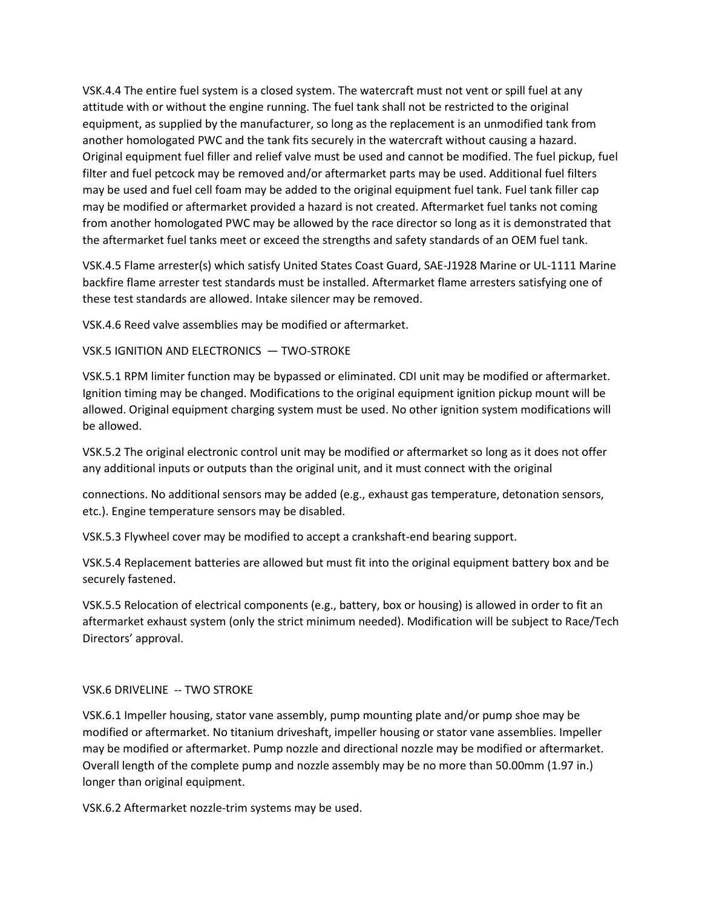VSK.4.4 The entire fuel system is a closed system. The watercraft must not vent or spill fuel at any attitude with or without the engine running. The fuel tank shall not be restricted to the original equipment, as supplied by the manufacturer, so long as the replacement is an unmodified tank from another homologated PWC and the tank fits securely in the watercraft without causing a hazard. Original equipment fuel filler and relief valve must be used and cannot be modified. The fuel pickup, fuel filter and fuel petcock may be removed and/or aftermarket parts may be used. Additional fuel filters may be used and fuel cell foam may be added to the original equipment fuel tank. Fuel tank filler cap may be modified or aftermarket provided a hazard is not created. Aftermarket fuel tanks not coming from another homologated PWC may be allowed by the race director so long as it is demonstrated that the aftermarket fuel tanks meet or exceed the strengths and safety standards of an OEM fuel tank.

VSK.4.5 Flame arrester(s) which satisfy United States Coast Guard, SAE-J1928 Marine or UL-1111 Marine backfire flame arrester test standards must be installed. Aftermarket flame arresters satisfying one of these test standards are allowed. Intake silencer may be removed.

VSK.4.6 Reed valve assemblies may be modified or aftermarket.

## VSK.5 IGNITION AND ELECTRONICS — TWO-STROKE

VSK.5.1 RPM limiter function may be bypassed or eliminated. CDI unit may be modified or aftermarket. Ignition timing may be changed. Modifications to the original equipment ignition pickup mount will be allowed. Original equipment charging system must be used. No other ignition system modifications will be allowed.

VSK.5.2 The original electronic control unit may be modified or aftermarket so long as it does not offer any additional inputs or outputs than the original unit, and it must connect with the original connections. No additional sensors may be added (e.g., exhaust gas temperature, detonation sensors, etc.). Engine temperature sensors may be disabled.

VSK.5.3 Flywheel cover may be modified to accept a crankshaft-end bearing support.

VSK.5.4 Replacement batteries are allowed but must fit into the original equipment battery box and be securely fastened.

VSK.5.5 Relocation of electrical components (e.g., battery, box or housing) is allowed in order to fit an aftermarket exhaust system (only the strict minimum needed). Modification will be subject to Race/Tech Directors' approval.

## VSK.6 DRIVELINE -- TWO STROKE

VSK.6.1 Impeller housing, stator vane assembly, pump mounting plate and/or pump shoe may be modified or aftermarket. No titanium driveshaft, impeller housing or stator vane assemblies. Impeller may be modified or aftermarket. Pump nozzle and directional nozzle may be modified or aftermarket. Overall length of the complete pump and nozzle assembly may be no more than 50.00mm (1.97 in.) longer than original equipment.

VSK.6.2 Aftermarket nozzle-trim systems may be used.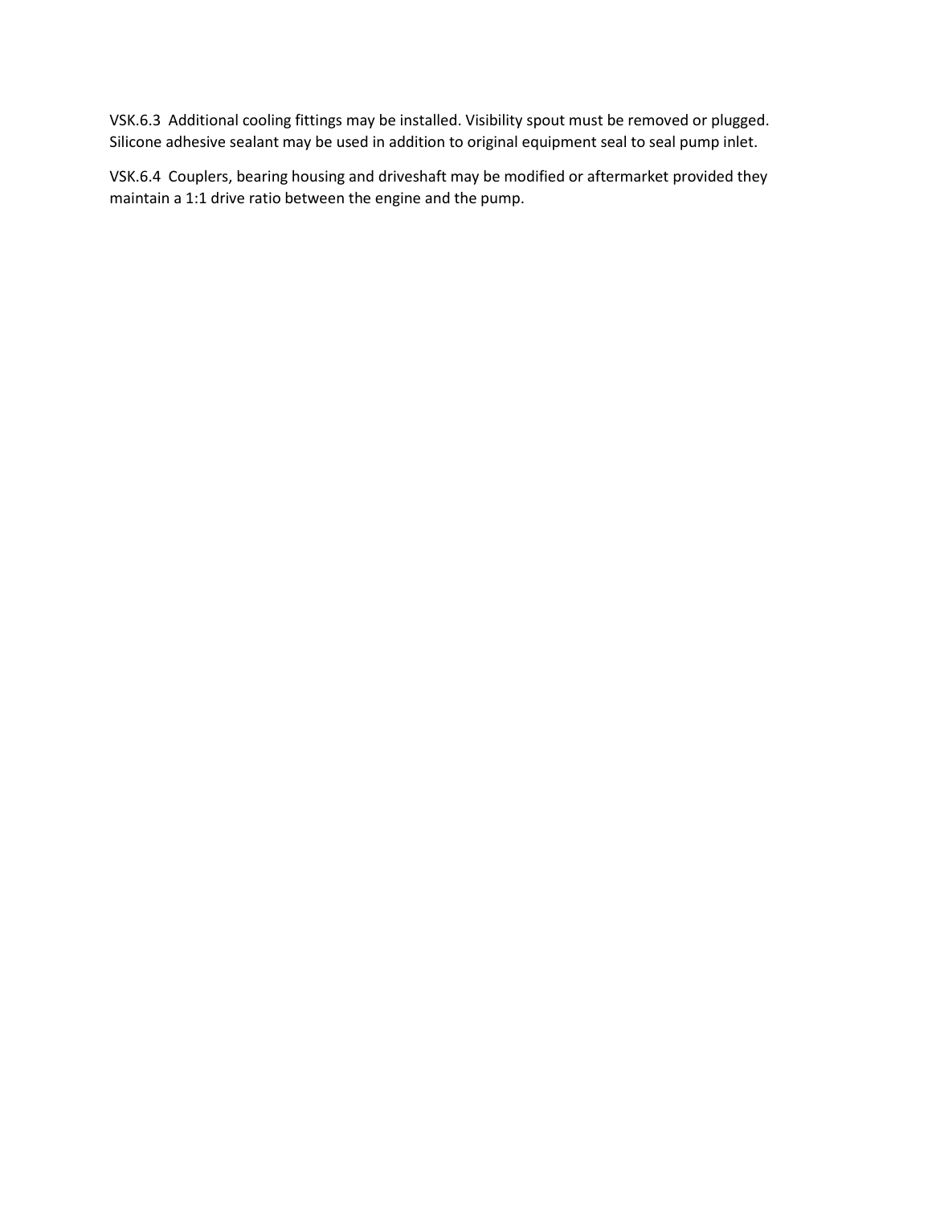VSK.6.3 Additional cooling fittings may be installed. Visibility spout must be removed or plugged. Silicone adhesive sealant may be used in addition to original equipment seal to seal pump inlet.

VSK.6.4 Couplers, bearing housing and driveshaft may be modified or aftermarket provided they maintain a 1:1 drive ratio between the engine and the pump.